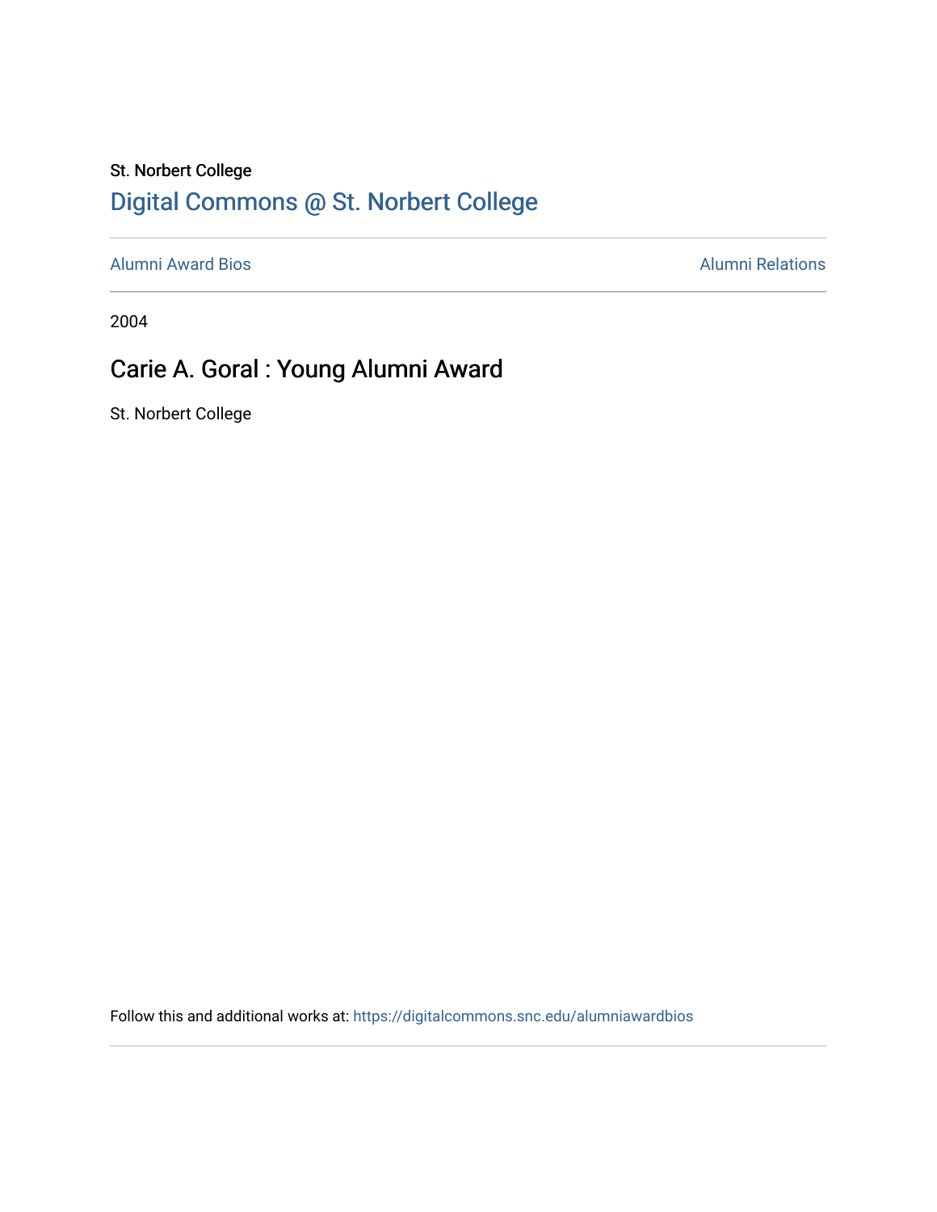St. Norbert College

Digital Commons @ St. Norbert College

Alumni Award Bios

Alumni Relations

2004

# Carie A. Goral : Young Alumni Award

St. Norbert College

Follow this and additional works at: https://digitalcommons.snc.edu/alumniawardbios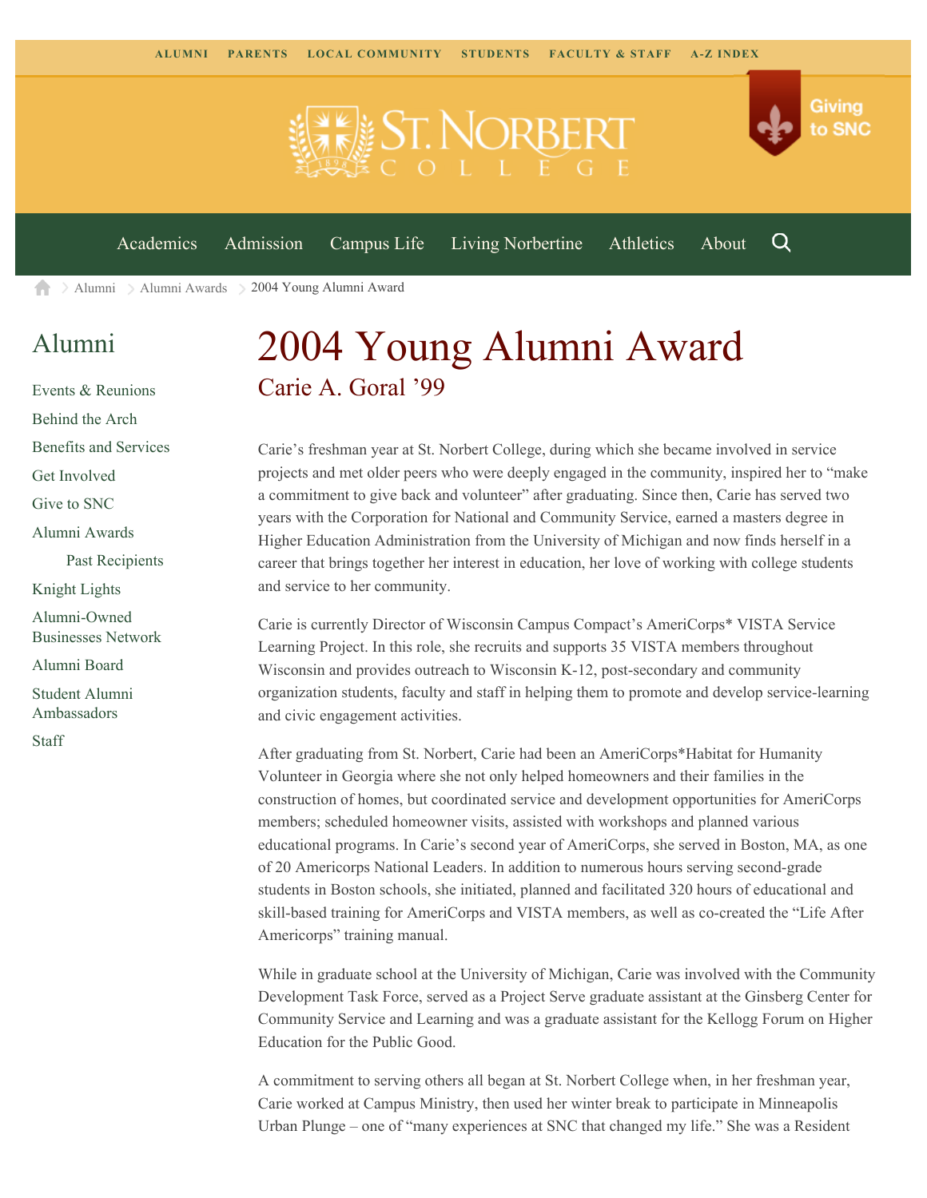ALUMNI PARENTS LOCAL COMMUNITY STUDENTS FACULTY & STAFF A-Z INDEX

Giving to SNC

Academics Admission Campus Life Living Norbertine Athletics About

Alumni > Alumni Awards > 2004 Young Alumni Award

## Alumni

- Events & Reunions
- Behind the Arch
- Benefits and Services
- Get Involved
- Give to SNC
- Alumni Awards
  - Past Recipients
- Knight Lights
- Alumni-Owned Businesses Network
- Alumni Board
- Student Alumni Ambassadors
- Staff

# 2004 Young Alumni Award

## Carie A. Goral '99

Carie's freshman year at St. Norbert College, during which she became involved in service projects and met older peers who were deeply engaged in the community, inspired her to "make a commitment to give back and volunteer" after graduating. Since then, Carie has served two years with the Corporation for National and Community Service, earned a masters degree in Higher Education Administration from the University of Michigan and now finds herself in a career that brings together her interest in education, her love of working with college students and service to her community.

Carie is currently Director of Wisconsin Campus Compact's AmeriCorps* VISTA Service Learning Project. In this role, she recruits and supports 35 VISTA members throughout Wisconsin and provides outreach to Wisconsin K-12, post-secondary and community organization students, faculty and staff in helping them to promote and develop service-learning and civic engagement activities.

After graduating from St. Norbert, Carie had been an AmeriCorps*Habitat for Humanity Volunteer in Georgia where she not only helped homeowners and their families in the construction of homes, but coordinated service and development opportunities for AmeriCorps members; scheduled homeowner visits, assisted with workshops and planned various educational programs. In Carie's second year of AmeriCorps, she served in Boston, MA, as one of 20 Americorps National Leaders. In addition to numerous hours serving second-grade students in Boston schools, she initiated, planned and facilitated 320 hours of educational and skill-based training for AmeriCorps and VISTA members, as well as co-created the "Life After Americorps" training manual.

While in graduate school at the University of Michigan, Carie was involved with the Community Development Task Force, served as a Project Serve graduate assistant at the Ginsberg Center for Community Service and Learning and was a graduate assistant for the Kellogg Forum on Higher Education for the Public Good.

A commitment to serving others all began at St. Norbert College when, in her freshman year, Carie worked at Campus Ministry, then used her winter break to participate in Minneapolis Urban Plunge – one of "many experiences at SNC that changed my life." She was a Resident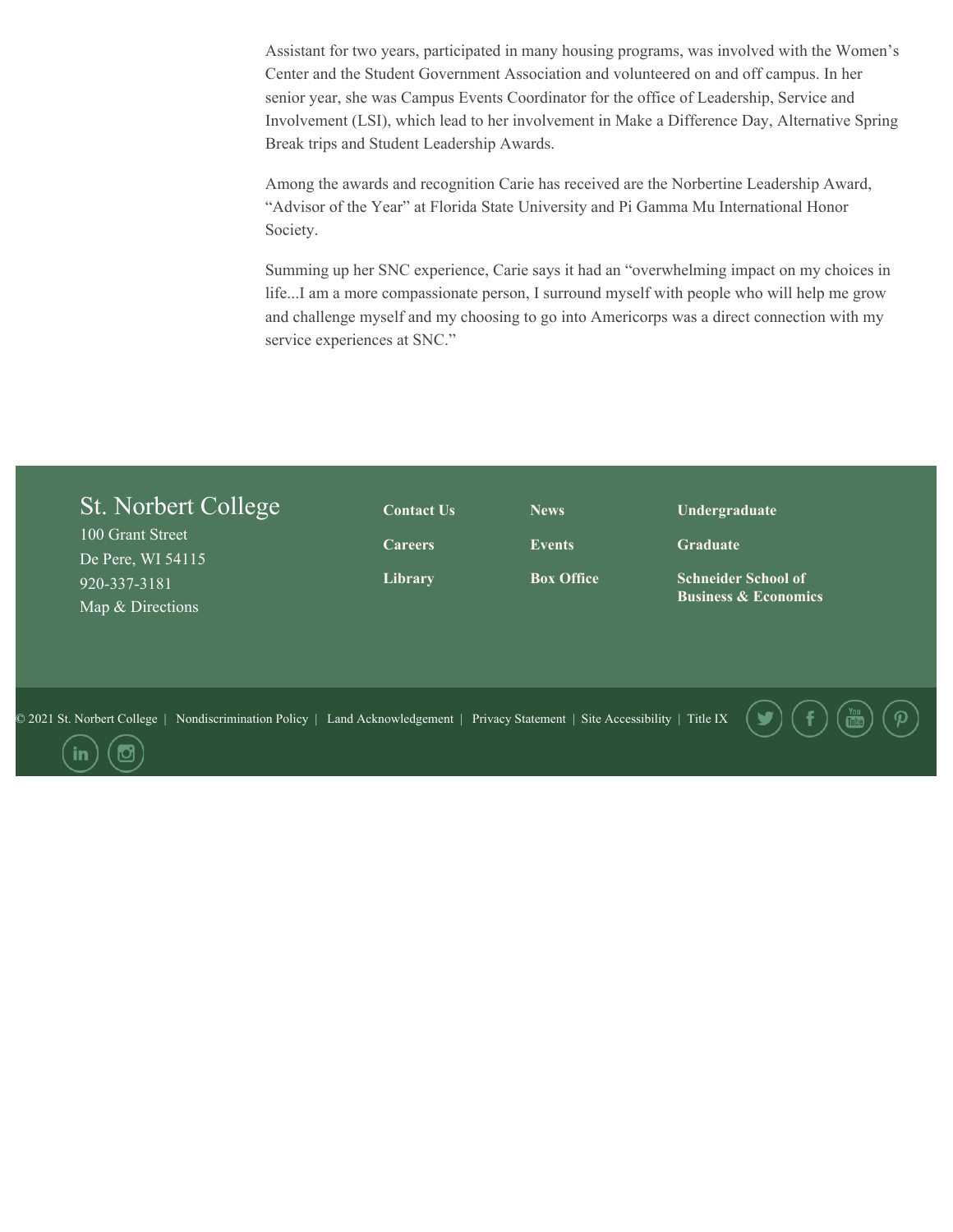Assistant for two years, participated in many housing programs, was involved with the Women's Center and the Student Government Association and volunteered on and off campus. In her senior year, she was Campus Events Coordinator for the office of Leadership, Service and Involvement (LSI), which lead to her involvement in Make a Difference Day, Alternative Spring Break trips and Student Leadership Awards.

Among the awards and recognition Carie has received are the Norbertine Leadership Award, "Advisor of the Year" at Florida State University and Pi Gamma Mu International Honor Society.

Summing up her SNC experience, Carie says it had an "overwhelming impact on my choices in life...I am a more compassionate person, I surround myself with people who will help me grow and challenge myself and my choosing to go into Americorps was a direct connection with my service experiences at SNC."

St. Norbert College
100 Grant Street
De Pere, WI 54115
920-337-3181
Map & Directions

**Contact Us**
**Careers**
**Library**
**News**
**Events**
**Box Office**
**Undergraduate**
**Graduate**
**Schneider School of Business & Economics**

© 2021 St. Norbert College | Nondiscrimination Policy | Land Acknowledgement | Privacy Statement | Site Accessibility | Title IX